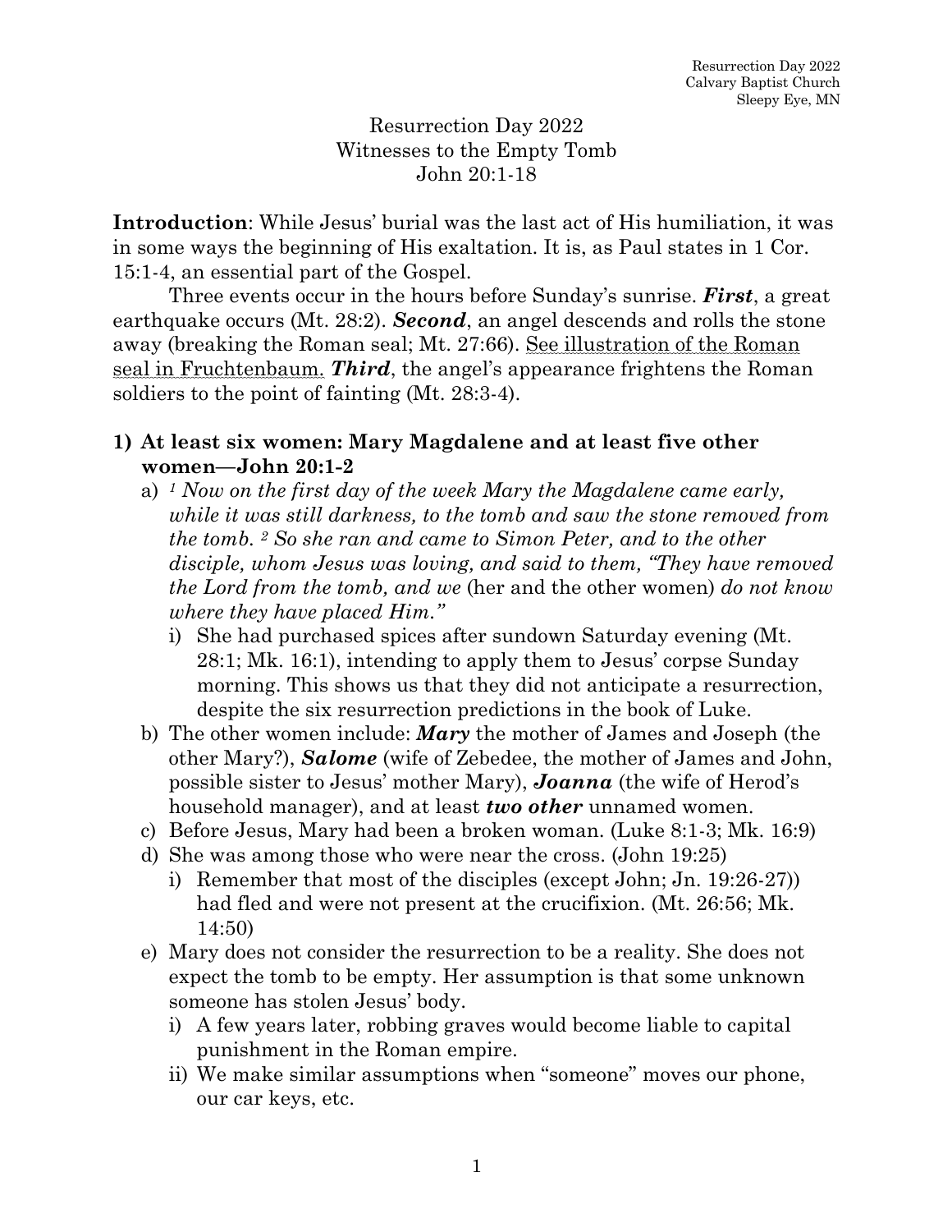Resurrection Day 2022
Calvary Baptist Church
Sleepy Eye, MN

Resurrection Day 2022
Witnesses to the Empty Tomb
John 20:1-18

**Introduction**: While Jesus' burial was the last act of His humiliation, it was in some ways the beginning of His exaltation. It is, as Paul states in 1 Cor. 15:1-4, an essential part of the Gospel.

Three events occur in the hours before Sunday's sunrise. ***First***, a great earthquake occurs (Mt. 28:2). ***Second***, an angel descends and rolls the stone away (breaking the Roman seal; Mt. 27:66). See illustration of the Roman seal in Fruchtenbaum. ***Third***, the angel's appearance frightens the Roman soldiers to the point of fainting (Mt. 28:3-4).

1) **At least six women: Mary Magdalene and at least five other women—John 20:1-2**
   a) *[1] Now on the first day of the week Mary the Magdalene came early, while it was still darkness, to the tomb and saw the stone removed from the tomb. [2] So she ran and came to Simon Peter, and to the other disciple, whom Jesus was loving, and said to them, "They have removed the Lord from the tomb, and we* (her and the other women) *do not know where they have placed Him."*
      i) She had purchased spices after sundown Saturday evening (Mt. 28:1; Mk. 16:1), intending to apply them to Jesus' corpse Sunday morning. This shows us that they did not anticipate a resurrection, despite the six resurrection predictions in the book of Luke.
   b) The other women include: ***Mary*** the mother of James and Joseph (the other Mary?), ***Salome*** (wife of Zebedee, the mother of James and John, possible sister to Jesus' mother Mary), ***Joanna*** (the wife of Herod's household manager), and at least ***two other*** unnamed women.
   c) Before Jesus, Mary had been a broken woman. (Luke 8:1-3; Mk. 16:9)
   d) She was among those who were near the cross. (John 19:25)
      i) Remember that most of the disciples (except John; Jn. 19:26-27)) had fled and were not present at the crucifixion. (Mt. 26:56; Mk. 14:50)
   e) Mary does not consider the resurrection to be a reality. She does not expect the tomb to be empty. Her assumption is that some unknown someone has stolen Jesus' body.
      i) A few years later, robbing graves would become liable to capital punishment in the Roman empire.
      ii) We make similar assumptions when "someone" moves our phone, our car keys, etc.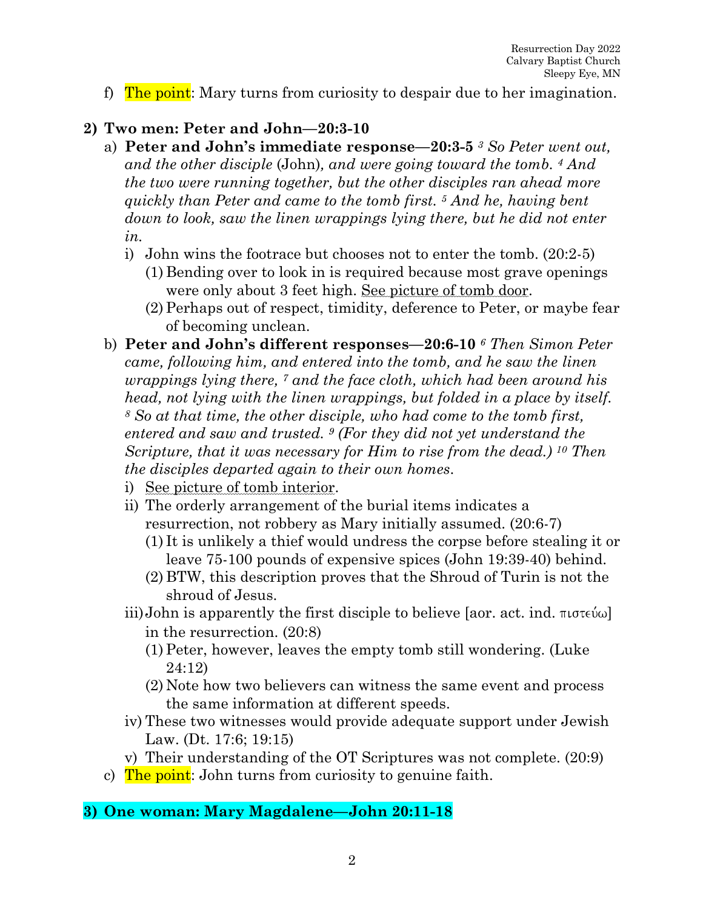f) The point: Mary turns from curiosity to despair due to her imagination.

**2) Two men: Peter and John—20:3-10**

a) **Peter and John's immediate response—20:3-5** *[3] So Peter went out, and the other disciple* (John)*, and were going toward the tomb. [4] And the two were running together, but the other disciples ran ahead more quickly than Peter and came to the tomb first. [5] And he, having bent down to look, saw the linen wrappings lying there, but he did not enter in.*

   i) John wins the footrace but chooses not to enter the tomb. (20:2-5)

      (1) Bending over to look in is required because most grave openings were only about 3 feet high. See picture of tomb door.

      (2) Perhaps out of respect, timidity, deference to Peter, or maybe fear of becoming unclean.

b) **Peter and John's different responses—20:6-10** *[6] Then Simon Peter came, following him, and entered into the tomb, and he saw the linen wrappings lying there, [7] and the face cloth, which had been around his head, not lying with the linen wrappings, but folded in a place by itself. [8] So at that time, the other disciple, who had come to the tomb first, entered and saw and trusted. [9] (For they did not yet understand the Scripture, that it was necessary for Him to rise from the dead.) [10] Then the disciples departed again to their own homes.*

   i) See picture of tomb interior.

   ii) The orderly arrangement of the burial items indicates a resurrection, not robbery as Mary initially assumed. (20:6-7)

      (1) It is unlikely a thief would undress the corpse before stealing it or leave 75-100 pounds of expensive spices (John 19:39-40) behind.

      (2) BTW, this description proves that the Shroud of Turin is not the shroud of Jesus.

   iii) John is apparently the first disciple to believe [aor. act. ind. πιστεύω] in the resurrection. (20:8)

      (1) Peter, however, leaves the empty tomb still wondering. (Luke 24:12)

      (2) Note how two believers can witness the same event and process the same information at different speeds.

   iv) These two witnesses would provide adequate support under Jewish Law. (Dt. 17:6; 19:15)

   v) Their understanding of the OT Scriptures was not complete. (20:9)

c) The point: John turns from curiosity to genuine faith.

**3) One woman: Mary Magdalene—John 20:11-18**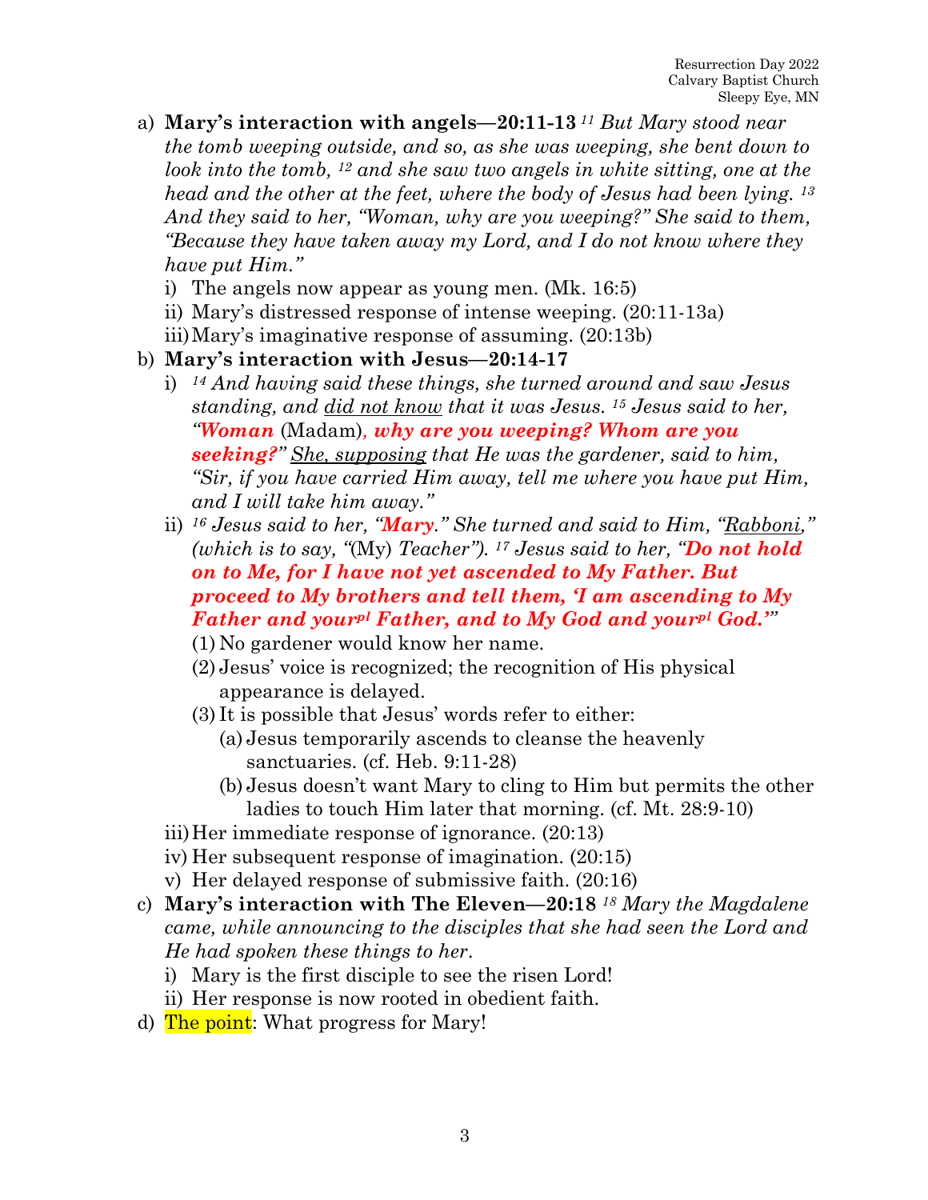a) **Mary's interaction with angels—20:11-13** *[11] But Mary stood near the tomb weeping outside, and so, as she was weeping, she bent down to look into the tomb, [12] and she saw two angels in white sitting, one at the head and the other at the feet, where the body of Jesus had been lying. [13] And they said to her, "Woman, why are you weeping?" She said to them, "Because they have taken away my Lord, and I do not know where they have put Him."*
   i) The angels now appear as young men. (Mk. 16:5)
   ii) Mary's distressed response of intense weeping. (20:11-13a)
   iii) Mary's imaginative response of assuming. (20:13b)

b) **Mary's interaction with Jesus—20:14-17**
   i) *[14] And having said these things, she turned around and saw Jesus standing, and did not know that it was Jesus. [15] Jesus said to her, "**Woman** (Madam), **why are you weeping? Whom are you seeking?**" She, supposing that He was the gardener, said to him, "Sir, if you have carried Him away, tell me where you have put Him, and I will take him away."*
   ii) *[16] Jesus said to her, "**Mary**." She turned and said to Him, "Rabboni," (which is to say, "*(My) *Teacher"). [17] Jesus said to her, "**Do not hold on to Me, for I have not yet ascended to My Father. But proceed to My brothers and tell them, 'I am ascending to My Father and your[pl] Father, and to My God and your[pl] God.'**"*
      (1) No gardener would know her name.
      (2) Jesus' voice is recognized; the recognition of His physical appearance is delayed.
      (3) It is possible that Jesus' words refer to either:
         (a) Jesus temporarily ascends to cleanse the heavenly sanctuaries. (cf. Heb. 9:11-28)
         (b) Jesus doesn't want Mary to cling to Him but permits the other ladies to touch Him later that morning. (cf. Mt. 28:9-10)
   iii) Her immediate response of ignorance. (20:13)
   iv) Her subsequent response of imagination. (20:15)
   v) Her delayed response of submissive faith. (20:16)

c) **Mary's interaction with The Eleven—20:18** *[18] Mary the Magdalene came, while announcing to the disciples that she had seen the Lord and He had spoken these things to her.*
   i) Mary is the first disciple to see the risen Lord!
   ii) Her response is now rooted in obedient faith.

d) The point: What progress for Mary!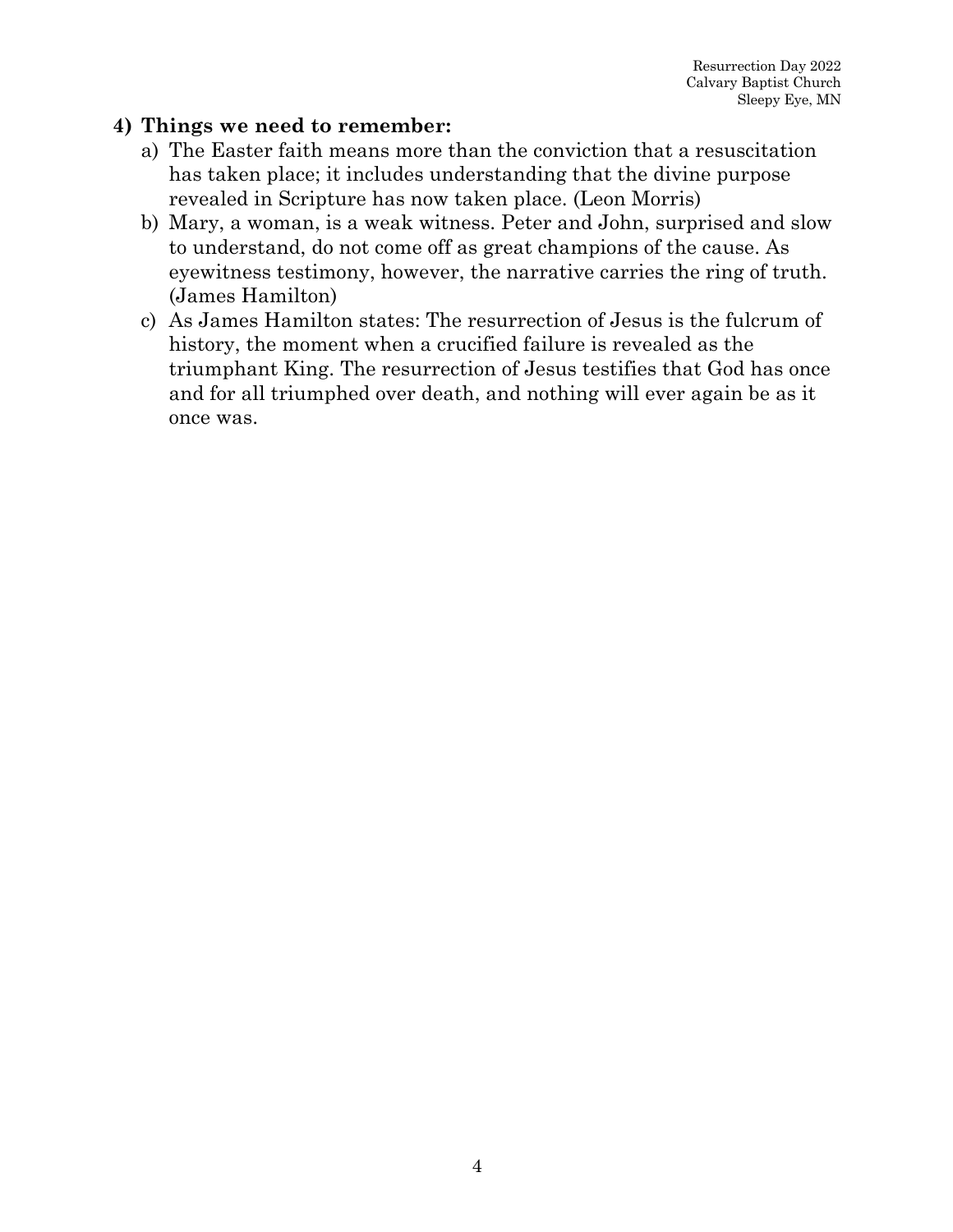**4) Things we need to remember:**

a) The Easter faith means more than the conviction that a resuscitation has taken place; it includes understanding that the divine purpose revealed in Scripture has now taken place. (Leon Morris)

b) Mary, a woman, is a weak witness. Peter and John, surprised and slow to understand, do not come off as great champions of the cause. As eyewitness testimony, however, the narrative carries the ring of truth. (James Hamilton)

c) As James Hamilton states: The resurrection of Jesus is the fulcrum of history, the moment when a crucified failure is revealed as the triumphant King. The resurrection of Jesus testifies that God has once and for all triumphed over death, and nothing will ever again be as it once was.